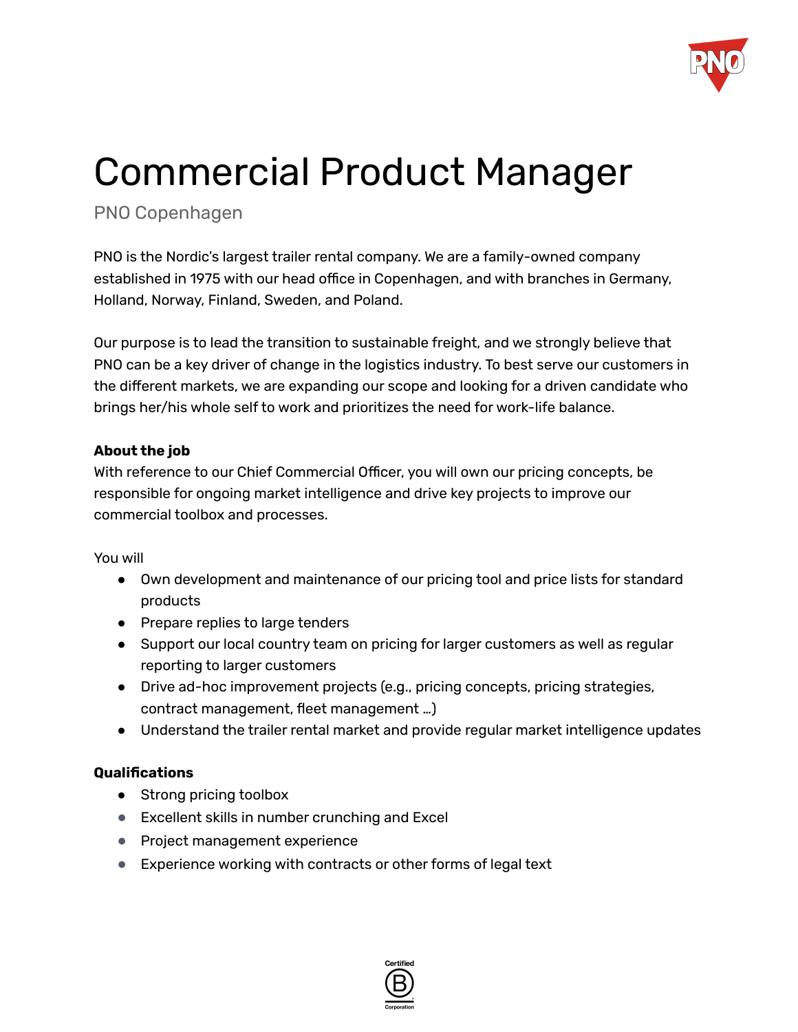# Commercial Product Manager

PNO Copenhagen

PNO is the Nordic's largest trailer rental company. We are a family-owned company established in 1975 with our head office in Copenhagen, and with branches in Germany, Holland, Norway, Finland, Sweden, and Poland.

Our purpose is to lead the transition to sustainable freight, and we strongly believe that PNO can be a key driver of change in the logistics industry. To best serve our customers in the different markets, we are expanding our scope and looking for a driven candidate who brings her/his whole self to work and prioritizes the need for work-life balance.

**About the job**

With reference to our Chief Commercial Officer, you will own our pricing concepts, be responsible for ongoing market intelligence and drive key projects to improve our commercial toolbox and processes.

You will

- Own development and maintenance of our pricing tool and price lists for standard products
- Prepare replies to large tenders
- Support our local country team on pricing for larger customers as well as regular reporting to larger customers
- Drive ad-hoc improvement projects (e.g., pricing concepts, pricing strategies, contract management, fleet management …)
- Understand the trailer rental market and provide regular market intelligence updates

**Qualifications**

- Strong pricing toolbox
- Excellent skills in number crunching and Excel
- Project management experience
- Experience working with contracts or other forms of legal text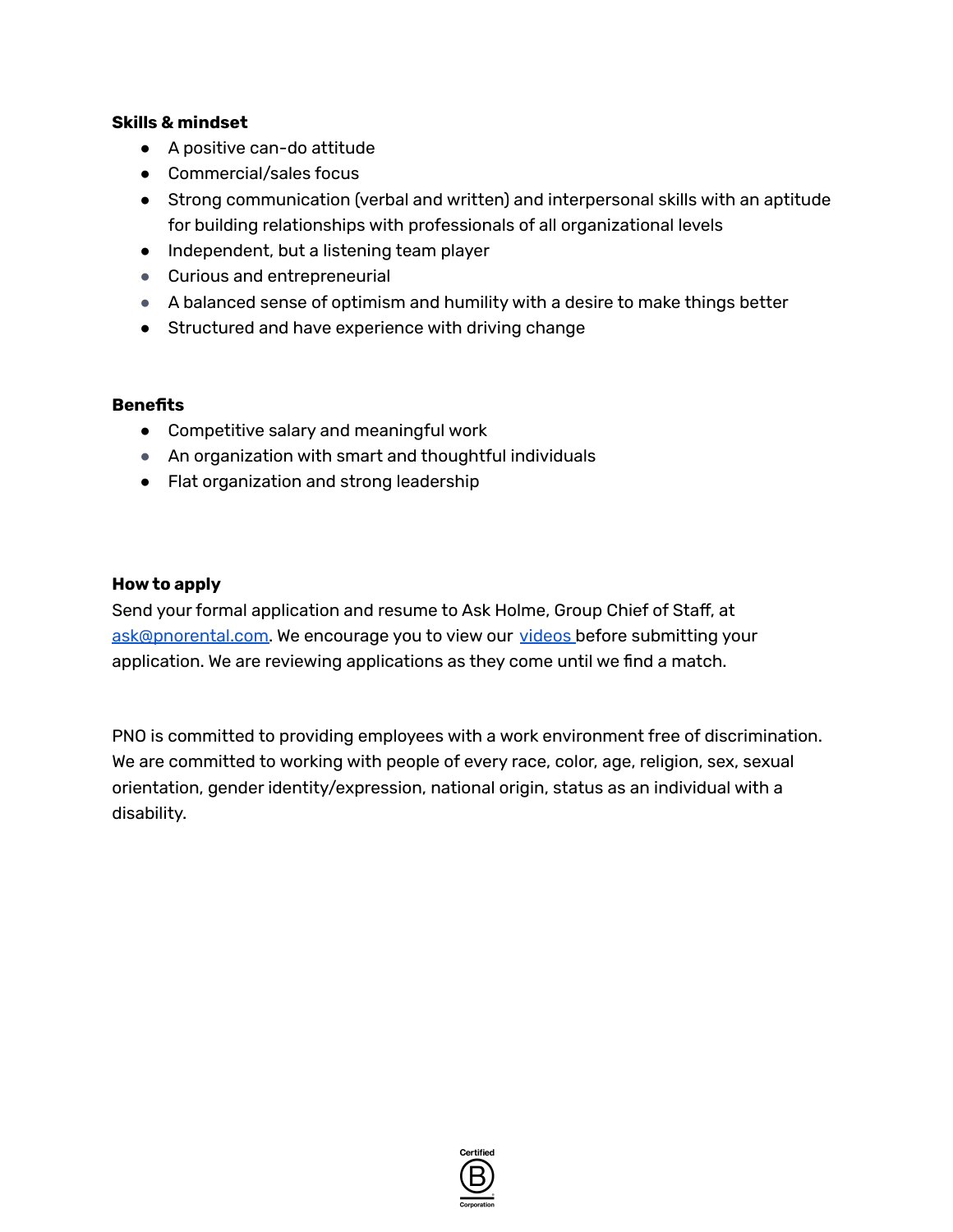**Skills & mindset**

- A positive can-do attitude
- Commercial/sales focus
- Strong communication (verbal and written) and interpersonal skills with an aptitude for building relationships with professionals of all organizational levels
- Independent, but a listening team player
- Curious and entrepreneurial
- A balanced sense of optimism and humility with a desire to make things better
- Structured and have experience with driving change

**Benefits**

- Competitive salary and meaningful work
- An organization with smart and thoughtful individuals
- Flat organization and strong leadership

**How to apply**

Send your formal application and resume to Ask Holme, Group Chief of Staff, at ask@pnorental.com. We encourage you to view our videos before submitting your application. We are reviewing applications as they come until we find a match.

PNO is committed to providing employees with a work environment free of discrimination. We are committed to working with people of every race, color, age, religion, sex, sexual orientation, gender identity/expression, national origin, status as an individual with a disability.

Certified B Corporation